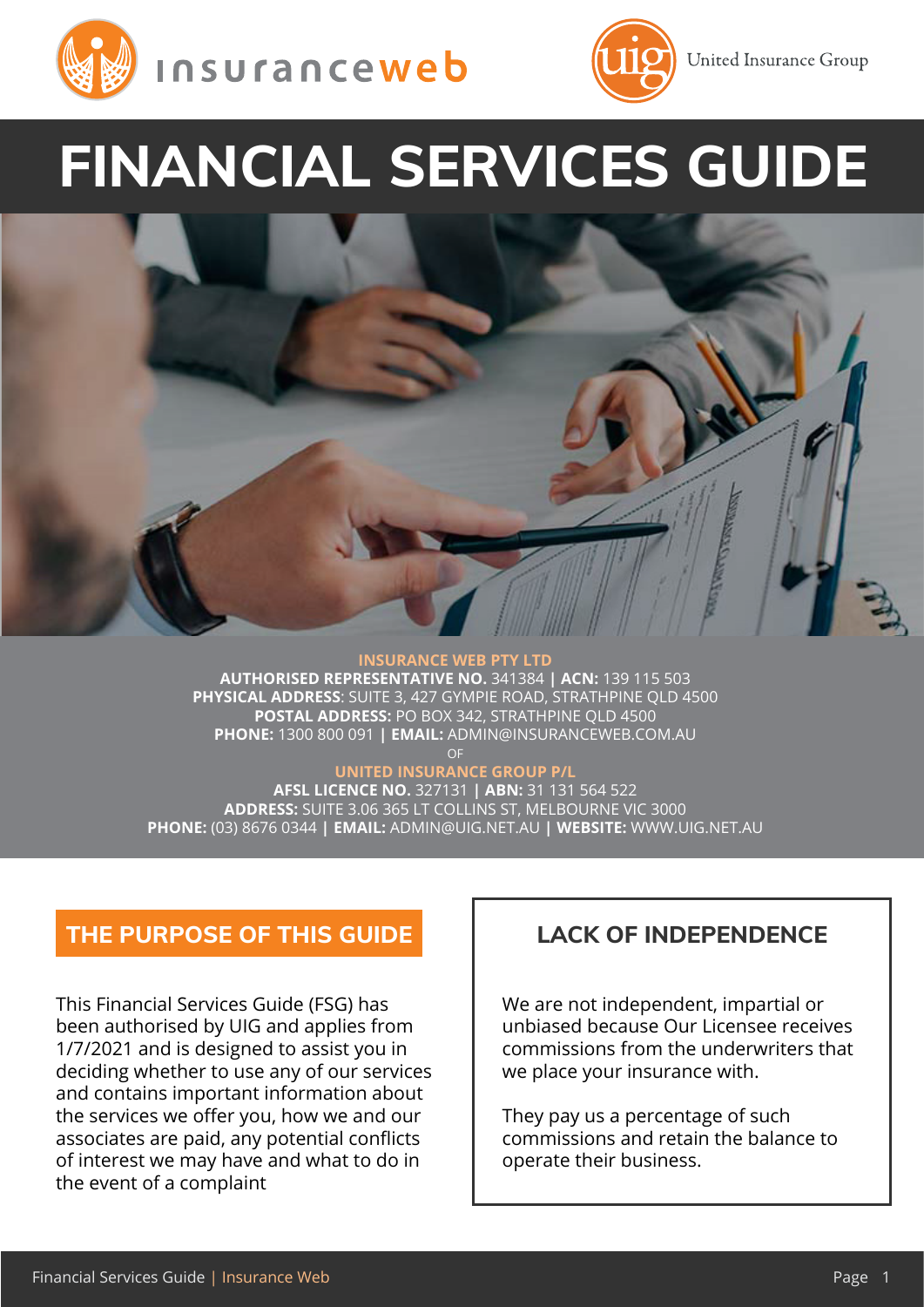# FINANCIAL SERVICES GUIDE

**INSURANCE WEB PTY LTD**
**AUTHORISED REPRESENTATIVE NO.** 341384 **| ACN:** 139 115 503
**PHYSICAL ADDRESS**: SUITE 3, 427 GYMPIE ROAD, STRATHPINE QLD 4500
**POSTAL ADDRESS:** PO BOX 342, STRATHPINE QLD 4500
**PHONE:** 1300 800 091 **| EMAIL:** ADMIN@INSURANCEWEB.COM.AU
OF
**UNITED INSURANCE GROUP P/L**
**AFSL LICENCE NO.** 327131 **| ABN:** 31 131 564 522
**ADDRESS:** SUITE 3.06 365 LT COLLINS ST, MELBOURNE VIC 3000
**PHONE:** (03) 8676 0344 **| EMAIL:** ADMIN@UIG.NET.AU **| WEBSITE:** WWW.UIG.NET.AU

## THE PURPOSE OF THIS GUIDE

This Financial Services Guide (FSG) has been authorised by UIG and applies from 1/7/2021 and is designed to assist you in deciding whether to use any of our services and contains important information about the services we offer you, how we and our associates are paid, any potential conflicts of interest we may have and what to do in the event of a complaint

## LACK OF INDEPENDENCE

We are not independent, impartial or unbiased because Our Licensee receives commissions from the underwriters that we place your insurance with.

They pay us a percentage of such commissions and retain the balance to operate their business.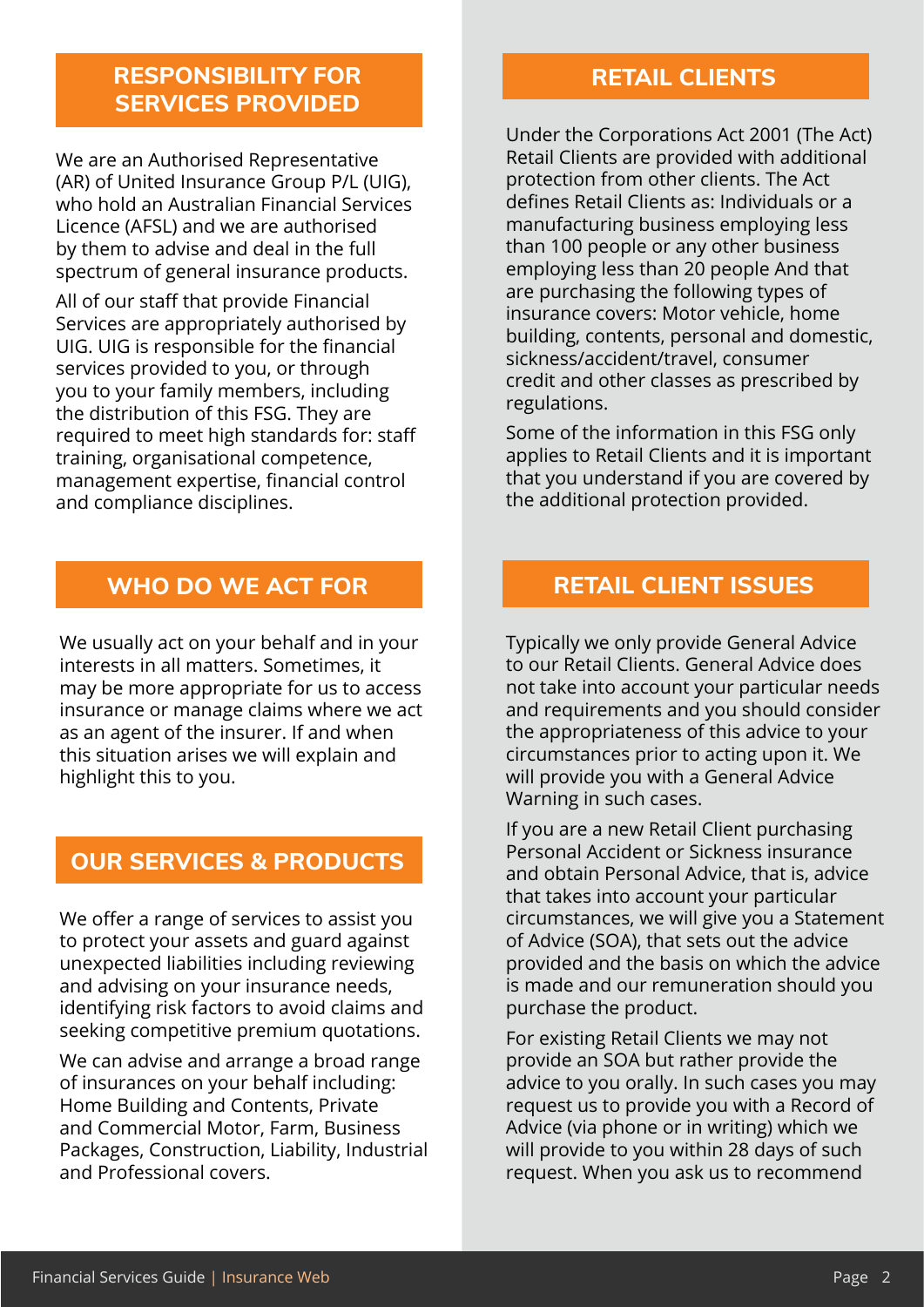## RESPONSIBILITY FOR SERVICES PROVIDED

We are an Authorised Representative (AR) of United Insurance Group P/L (UIG), who hold an Australian Financial Services Licence (AFSL) and we are authorised by them to advise and deal in the full spectrum of general insurance products.

All of our staff that provide Financial Services are appropriately authorised by UIG. UIG is responsible for the financial services provided to you, or through you to your family members, including the distribution of this FSG. They are required to meet high standards for: staff training, organisational competence, management expertise, financial control and compliance disciplines.

## WHO DO WE ACT FOR

We usually act on your behalf and in your interests in all matters. Sometimes, it may be more appropriate for us to access insurance or manage claims where we act as an agent of the insurer. If and when this situation arises we will explain and highlight this to you.

## OUR SERVICES & PRODUCTS

We offer a range of services to assist you to protect your assets and guard against unexpected liabilities including reviewing and advising on your insurance needs, identifying risk factors to avoid claims and seeking competitive premium quotations.

We can advise and arrange a broad range of insurances on your behalf including: Home Building and Contents, Private and Commercial Motor, Farm, Business Packages, Construction, Liability, Industrial and Professional covers.

## RETAIL CLIENTS

Under the Corporations Act 2001 (The Act) Retail Clients are provided with additional protection from other clients. The Act defines Retail Clients as: Individuals or a manufacturing business employing less than 100 people or any other business employing less than 20 people And that are purchasing the following types of insurance covers: Motor vehicle, home building, contents, personal and domestic, sickness/accident/travel, consumer credit and other classes as prescribed by regulations.

Some of the information in this FSG only applies to Retail Clients and it is important that you understand if you are covered by the additional protection provided.

## RETAIL CLIENT ISSUES

Typically we only provide General Advice to our Retail Clients. General Advice does not take into account your particular needs and requirements and you should consider the appropriateness of this advice to your circumstances prior to acting upon it. We will provide you with a General Advice Warning in such cases.

If you are a new Retail Client purchasing Personal Accident or Sickness insurance and obtain Personal Advice, that is, advice that takes into account your particular circumstances, we will give you a Statement of Advice (SOA), that sets out the advice provided and the basis on which the advice is made and our remuneration should you purchase the product.

For existing Retail Clients we may not provide an SOA but rather provide the advice to you orally. In such cases you may request us to provide you with a Record of Advice (via phone or in writing) which we will provide to you within 28 days of such request. When you ask us to recommend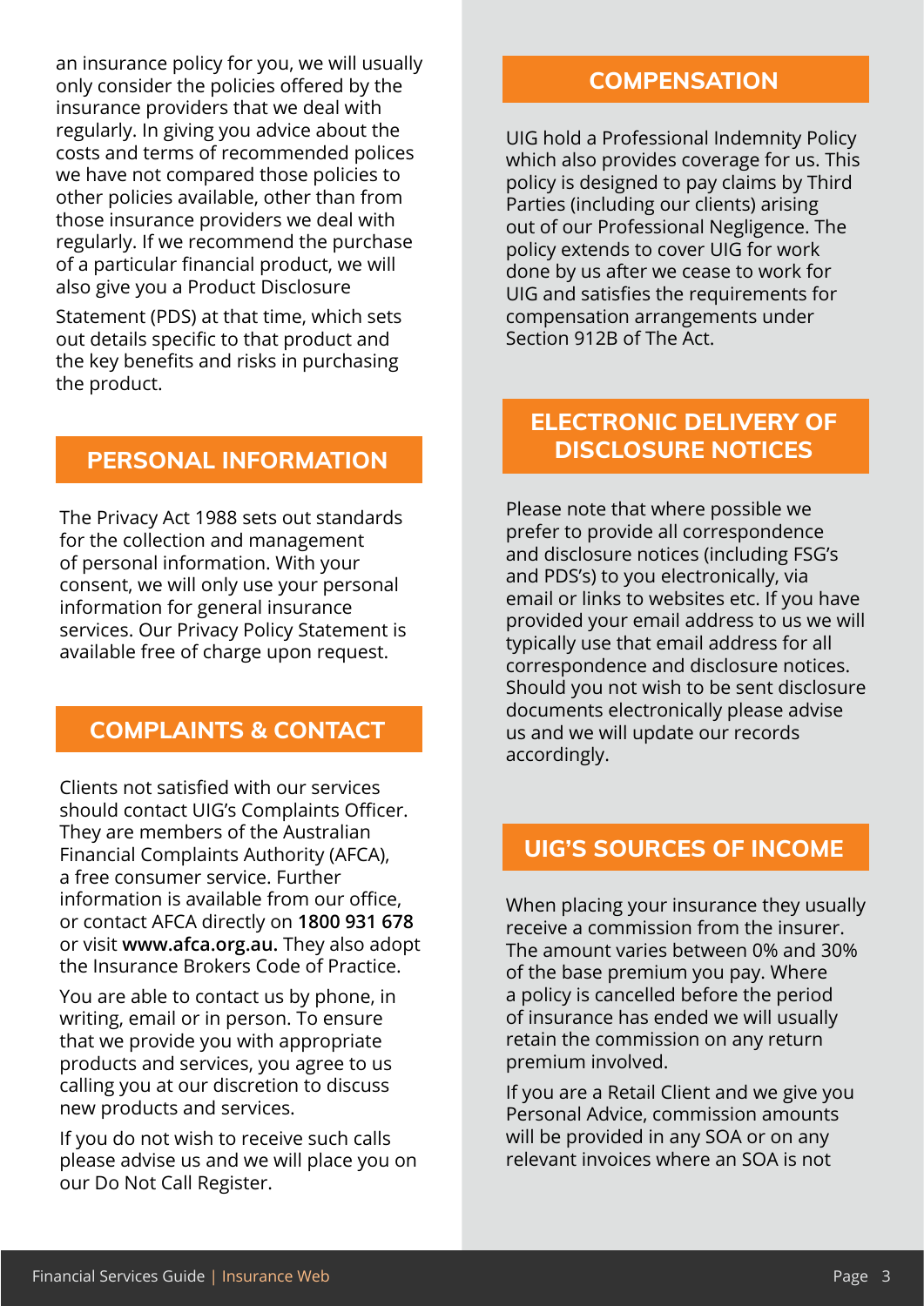an insurance policy for you, we will usually only consider the policies offered by the insurance providers that we deal with regularly. In giving you advice about the costs and terms of recommended polices we have not compared those policies to other policies available, other than from those insurance providers we deal with regularly. If we recommend the purchase of a particular financial product, we will also give you a Product Disclosure

Statement (PDS) at that time, which sets out details specific to that product and the key benefits and risks in purchasing the product.

## PERSONAL INFORMATION

The Privacy Act 1988 sets out standards for the collection and management of personal information. With your consent, we will only use your personal information for general insurance services. Our Privacy Policy Statement is available free of charge upon request.

## COMPLAINTS & CONTACT

Clients not satisfied with our services should contact UIG's Complaints Officer. They are members of the Australian Financial Complaints Authority (AFCA), a free consumer service. Further information is available from our office, or contact AFCA directly on **1800 931 678** or visit **www.afca.org.au.** They also adopt the Insurance Brokers Code of Practice.

You are able to contact us by phone, in writing, email or in person. To ensure that we provide you with appropriate products and services, you agree to us calling you at our discretion to discuss new products and services.

If you do not wish to receive such calls please advise us and we will place you on our Do Not Call Register.

## COMPENSATION

UIG hold a Professional Indemnity Policy which also provides coverage for us. This policy is designed to pay claims by Third Parties (including our clients) arising out of our Professional Negligence. The policy extends to cover UIG for work done by us after we cease to work for UIG and satisfies the requirements for compensation arrangements under Section 912B of The Act.

## ELECTRONIC DELIVERY OF DISCLOSURE NOTICES

Please note that where possible we prefer to provide all correspondence and disclosure notices (including FSG's and PDS's) to you electronically, via email or links to websites etc. If you have provided your email address to us we will typically use that email address for all correspondence and disclosure notices. Should you not wish to be sent disclosure documents electronically please advise us and we will update our records accordingly.

## UIG'S SOURCES OF INCOME

When placing your insurance they usually receive a commission from the insurer. The amount varies between 0% and 30% of the base premium you pay. Where a policy is cancelled before the period of insurance has ended we will usually retain the commission on any return premium involved.

If you are a Retail Client and we give you Personal Advice, commission amounts will be provided in any SOA or on any relevant invoices where an SOA is not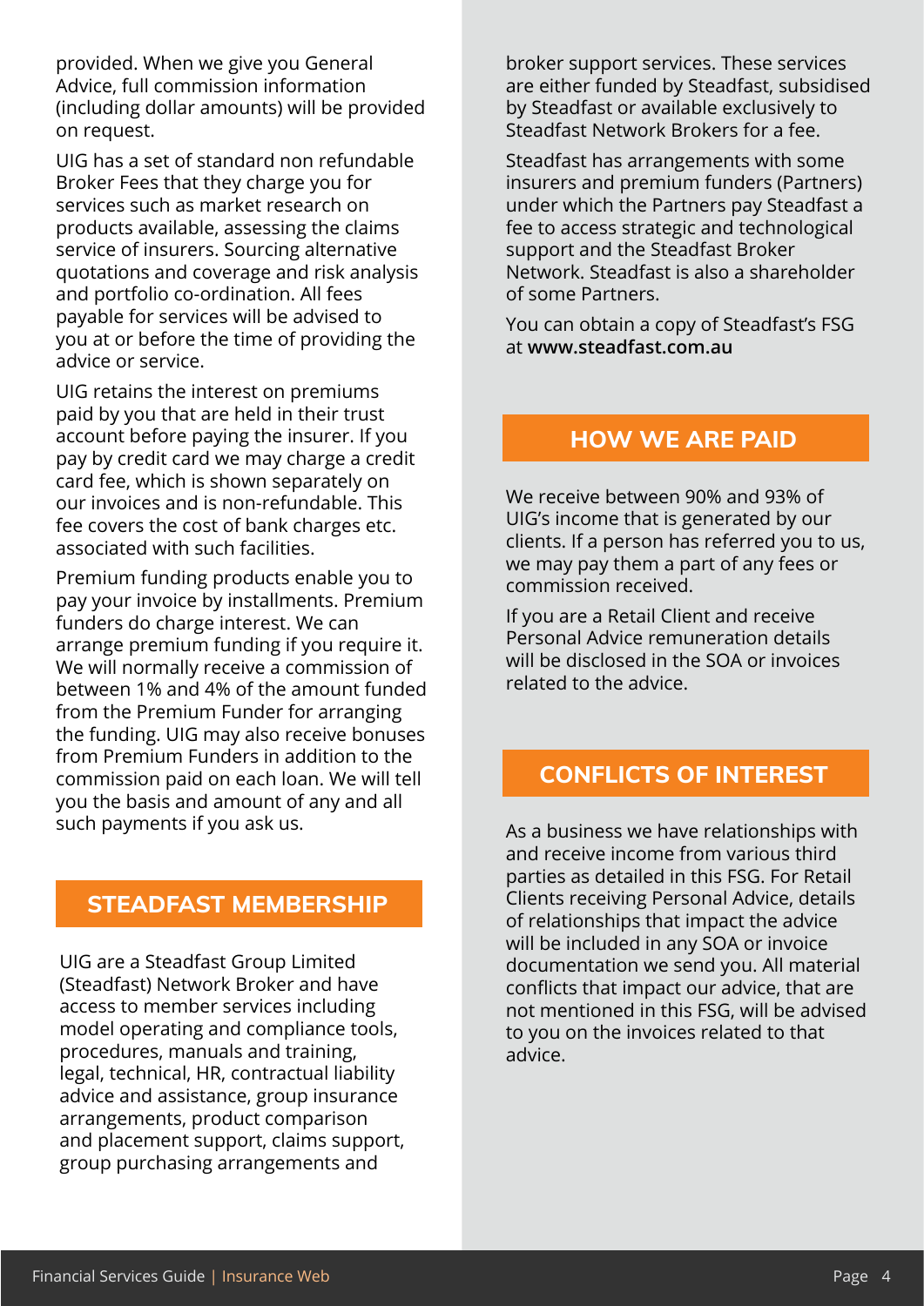provided. When we give you General Advice, full commission information (including dollar amounts) will be provided on request.

UIG has a set of standard non refundable Broker Fees that they charge you for services such as market research on products available, assessing the claims service of insurers. Sourcing alternative quotations and coverage and risk analysis and portfolio co-ordination. All fees payable for services will be advised to you at or before the time of providing the advice or service.

UIG retains the interest on premiums paid by you that are held in their trust account before paying the insurer. If you pay by credit card we may charge a credit card fee, which is shown separately on our invoices and is non-refundable. This fee covers the cost of bank charges etc. associated with such facilities.

Premium funding products enable you to pay your invoice by installments. Premium funders do charge interest. We can arrange premium funding if you require it. We will normally receive a commission of between 1% and 4% of the amount funded from the Premium Funder for arranging the funding. UIG may also receive bonuses from Premium Funders in addition to the commission paid on each loan. We will tell you the basis and amount of any and all such payments if you ask us.

## STEADFAST MEMBERSHIP

UIG are a Steadfast Group Limited (Steadfast) Network Broker and have access to member services including model operating and compliance tools, procedures, manuals and training, legal, technical, HR, contractual liability advice and assistance, group insurance arrangements, product comparison and placement support, claims support, group purchasing arrangements and broker support services. These services are either funded by Steadfast, subsidised by Steadfast or available exclusively to Steadfast Network Brokers for a fee.

Steadfast has arrangements with some insurers and premium funders (Partners) under which the Partners pay Steadfast a fee to access strategic and technological support and the Steadfast Broker Network. Steadfast is also a shareholder of some Partners.

You can obtain a copy of Steadfast's FSG at **www.steadfast.com.au**

## HOW WE ARE PAID

We receive between 90% and 93% of UIG's income that is generated by our clients. If a person has referred you to us, we may pay them a part of any fees or commission received.

If you are a Retail Client and receive Personal Advice remuneration details will be disclosed in the SOA or invoices related to the advice.

## CONFLICTS OF INTEREST

As a business we have relationships with and receive income from various third parties as detailed in this FSG. For Retail Clients receiving Personal Advice, details of relationships that impact the advice will be included in any SOA or invoice documentation we send you. All material conflicts that impact our advice, that are not mentioned in this FSG, will be advised to you on the invoices related to that advice.